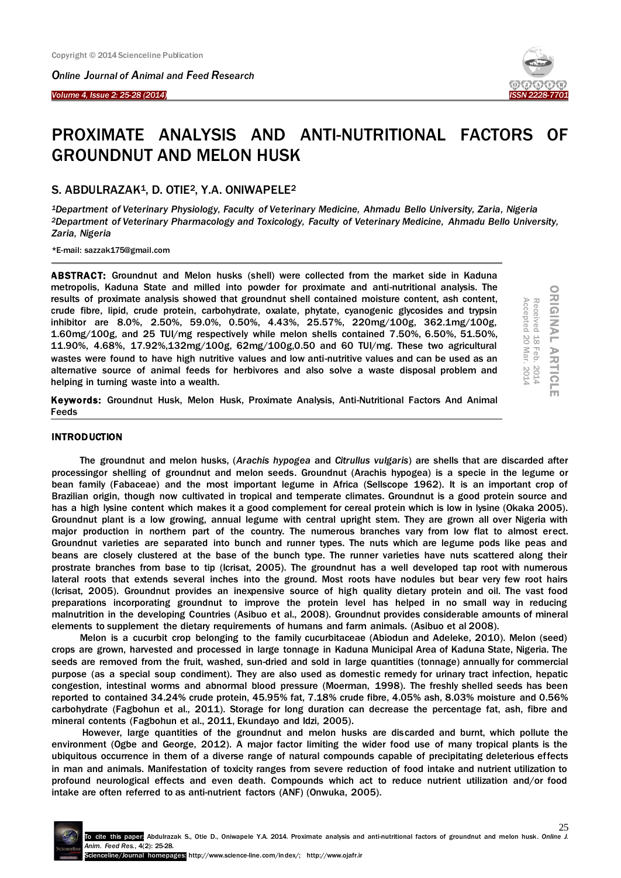# PROXIMATE ANALYSIS AND ANTI-NUTRITIONAL FACTORS OF GROUNDNUT AND MELON HUSK

**S. ABDULRAZAK[1], D. OTIE[2], Y.A. ONIWAPELE[2]**

*[1]Department of Veterinary Physiology, Faculty of Veterinary Medicine, Ahmadu Bello University, Zaria, Nigeria*
*[2]Department of Veterinary Pharmacology and Toxicology, Faculty of Veterinary Medicine, Ahmadu Bello University, Zaria, Nigeria*

*E-mail: sazzak175@gmail.com

ORIGINAL ARTICLE
Received 18 Feb. 2014
Accepted 20 Mar. 2014

**ABSTRACT:** Groundnut and Melon husks (shell) were collected from the market side in Kaduna metropolis, Kaduna State and milled into powder for proximate and anti-nutritional analysis. The results of proximate analysis showed that groundnut shell contained moisture content, ash content, crude fibre, lipid, crude protein, carbohydrate, oxalate, phytate, cyanogenic glycosides and trypsin inhibitor are 8.0%, 2.50%, 59.0%, 0.50%, 4.43%, 25.57%, 220mg/100g, 362.1mg/100g, 1.60mg/100g, and 25 TUI/mg respectively while melon shells contained 7.50%, 6.50%, 51.50%, 11.90%, 4.68%, 17.92%,132mg/100g, 62mg/100g,0.50 and 60 TUI/mg. These two agricultural wastes were found to have high nutritive values and low anti-nutritive values and can be used as an alternative source of animal feeds for herbivores and also solve a waste disposal problem and helping in turning waste into a wealth.

**Keywords:** Groundnut Husk, Melon Husk, Proximate Analysis, Anti-Nutritional Factors And Animal Feeds

## INTRODUCTION

The groundnut and melon husks, (*Arachis hypogea* and *Citrullus vulgaris*) are shells that are discarded after processingor shelling of groundnut and melon seeds. Groundnut (Arachis hypogea) is a specie in the legume or bean family (Fabaceae) and the most important legume in Africa (Sellscope 1962). It is an important crop of Brazilian origin, though now cultivated in tropical and temperate climates. Groundnut is a good protein source and has a high lysine content which makes it a good complement for cereal protein which is low in lysine (Okaka 2005). Groundnut plant is a low growing, annual legume with central upright stem. They are grown all over Nigeria with major production in northern part of the country. The numerous branches vary from low flat to almost erect. Groundnut varieties are separated into bunch and runner types. The nuts which are legume pods like peas and beans are closely clustered at the base of the bunch type. The runner varieties have nuts scattered along their prostrate branches from base to tip (Icrisat, 2005). The groundnut has a well developed tap root with numerous lateral roots that extends several inches into the ground. Most roots have nodules but bear very few root hairs (Icrisat, 2005). Groundnut provides an inexpensive source of high quality dietary protein and oil. The vast food preparations incorporating groundnut to improve the protein level has helped in no small way in reducing malnutrition in the developing Countries (Asibuo et al., 2008). Groundnut provides considerable amounts of mineral elements to supplement the dietary requirements of humans and farm animals. (Asibuo et al 2008).

Melon is a cucurbit crop belonging to the family cucurbitaceae (Abiodun and Adeleke, 2010). Melon (seed) crops are grown, harvested and processed in large tonnage in Kaduna Municipal Area of Kaduna State, Nigeria. The seeds are removed from the fruit, washed, sun-dried and sold in large quantities (tonnage) annually for commercial purpose (as a special soup condiment). They are also used as domestic remedy for urinary tract infection, hepatic congestion, intestinal worms and abnormal blood pressure (Moerman, 1998). The freshly shelled seeds has been reported to contained 34.24% crude protein, 45.95% fat, 7.18% crude fibre, 4.05% ash, 8.03% moisture and 0.56% carbohydrate (Fagbohun et al., 2011). Storage for long duration can decrease the percentage fat, ash, fibre and mineral contents (Fagbohun et al., 2011, Ekundayo and Idzi, 2005).

However, large quantities of the groundnut and melon husks are discarded and burnt, which pollute the environment (Ogbe and George, 2012). A major factor limiting the wider food use of many tropical plants is the ubiquitous occurrence in them of a diverse range of natural compounds capable of precipitating deleterious effects in man and animals. Manifestation of toxicity ranges from severe reduction of food intake and nutrient utilization to profound neurological effects and even death. Compounds which act to reduce nutrient utilization and/or food intake are often referred to as anti-nutrient factors (ANF) (Onwuka, 2005).

To cite this paper: Abdulrazak S., Otie D., Oniwapele Y.A. 2014. Proximate analysis and anti-nutritional factors of groundnut and melon husk. *Online J. Anim. Feed Res.*, 4(2): 25-28.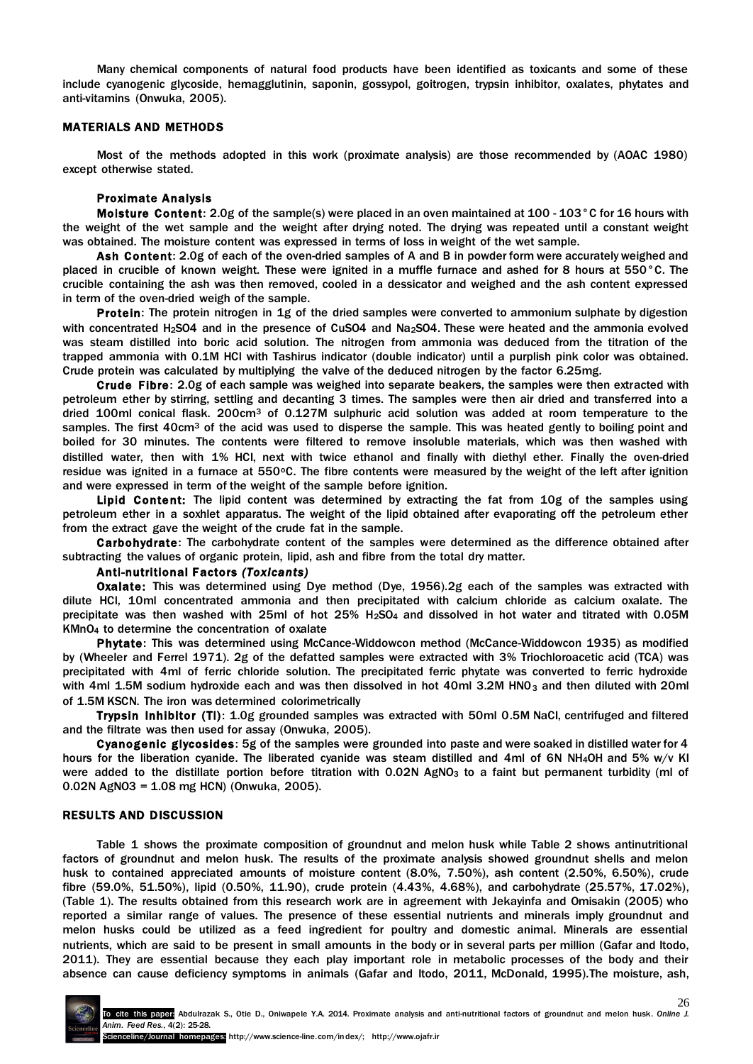Many chemical components of natural food products have been identified as toxicants and some of these include cyanogenic glycoside, hemagglutinin, saponin, gossypol, goitrogen, trypsin inhibitor, oxalates, phytates and anti-vitamins (Onwuka, 2005).

## MATERIALS AND METHODS

Most of the methods adopted in this work (proximate analysis) are those recommended by (AOAC 1980) except otherwise stated.

### Proximate Analysis

**Moisture Content**: 2.0g of the sample(s) were placed in an oven maintained at 100 - 103°C for 16 hours with the weight of the wet sample and the weight after drying noted. The drying was repeated until a constant weight was obtained. The moisture content was expressed in terms of loss in weight of the wet sample.

**Ash Content**: 2.0g of each of the oven-dried samples of A and B in powder form were accurately weighed and placed in crucible of known weight. These were ignited in a muffle furnace and ashed for 8 hours at 550°C. The crucible containing the ash was then removed, cooled in a dessicator and weighed and the ash content expressed in term of the oven-dried weigh of the sample.

**Protein**: The protein nitrogen in 1g of the dried samples were converted to ammonium sulphate by digestion with concentrated $H_2SO4$ and in the presence of $CuSO4$ and $Na_2SO4$. These were heated and the ammonia evolved was steam distilled into boric acid solution. The nitrogen from ammonia was deduced from the titration of the trapped ammonia with 0.1M HCl with Tashirus indicator (double indicator) until a purplish pink color was obtained. Crude protein was calculated by multiplying the valve of the deduced nitrogen by the factor 6.25mg.

**Crude Fibre**: 2.0g of each sample was weighed into separate beakers, the samples were then extracted with petroleum ether by stirring, settling and decanting 3 times. The samples were then air dried and transferred into a dried 100ml conical flask. 200cm$^3$ of 0.127M sulphuric acid solution was added at room temperature to the samples. The first 40cm$^3$ of the acid was used to disperse the sample. This was heated gently to boiling point and boiled for 30 minutes. The contents were filtered to remove insoluble materials, which was then washed with distilled water, then with 1% HCl, next with twice ethanol and finally with diethyl ether. Finally the oven-dried residue was ignited in a furnace at 550$^o$C. The fibre contents were measured by the weight of the left after ignition and were expressed in term of the weight of the sample before ignition.

**Lipid Content:** The lipid content was determined by extracting the fat from 10g of the samples using petroleum ether in a soxhlet apparatus. The weight of the lipid obtained after evaporating off the petroleum ether from the extract gave the weight of the crude fat in the sample.

**Carbohydrate**: The carbohydrate content of the samples were determined as the difference obtained after subtracting the values of organic protein, lipid, ash and fibre from the total dry matter.

### Anti-nutritional Factors *(Toxicants)*

**Oxalate:** This was determined using Dye method (Dye, 1956).2g each of the samples was extracted with dilute HCl, 10ml concentrated ammonia and then precipitated with calcium chloride as calcium oxalate. The precipitate was then washed with 25ml of hot 25% $H_2SO_4$ and dissolved in hot water and titrated with 0.05M $KMnO_4$ to determine the concentration of oxalate

**Phytate**: This was determined using McCance-Widdowcon method (McCance-Widdowcon 1935) as modified by (Wheeler and Ferrel 1971). 2g of the defatted samples were extracted with 3% Triochloroacetic acid (TCA) was precipitated with 4ml of ferric chloride solution. The precipitated ferric phytate was converted to ferric hydroxide with 4ml 1.5M sodium hydroxide each and was then dissolved in hot 40ml 3.2M $HNO_3$ and then diluted with 20ml of 1.5M KSCN. The iron was determined colorimetrically

**Trypsin Inhibitor (TI)**: 1.0g grounded samples was extracted with 50ml 0.5M NaCl, centrifuged and filtered and the filtrate was then used for assay (Onwuka, 2005).

**Cyanogenic glycosides**: 5g of the samples were grounded into paste and were soaked in distilled water for 4 hours for the liberation cyanide. The liberated cyanide was steam distilled and 4ml of 6N $NH_4OH$ and 5% w/v KI were added to the distillate portion before titration with 0.02N $AgNO_3$ to a faint but permanent turbidity (ml of 0.02N $AgNO3$ = 1.08 mg HCN) (Onwuka, 2005).

## RESULTS AND DISCUSSION

Table 1 shows the proximate composition of groundnut and melon husk while Table 2 shows antinutritional factors of groundnut and melon husk. The results of the proximate analysis showed groundnut shells and melon husk to contained appreciated amounts of moisture content (8.0%, 7.50%), ash content (2.50%, 6.50%), crude fibre (59.0%, 51.50%), lipid (0.50%, 11.90), crude protein (4.43%, 4.68%), and carbohydrate (25.57%, 17.02%), (Table 1). The results obtained from this research work are in agreement with Jekayinfa and Omisakin (2005) who reported a similar range of values. The presence of these essential nutrients and minerals imply groundnut and melon husks could be utilized as a feed ingredient for poultry and domestic animal. Minerals are essential nutrients, which are said to be present in small amounts in the body or in several parts per million (Gafar and Itodo, 2011). They are essential because they each play important role in metabolic processes of the body and their absence can cause deficiency symptoms in animals (Gafar and Itodo, 2011, McDonald, 1995).The moisture, ash,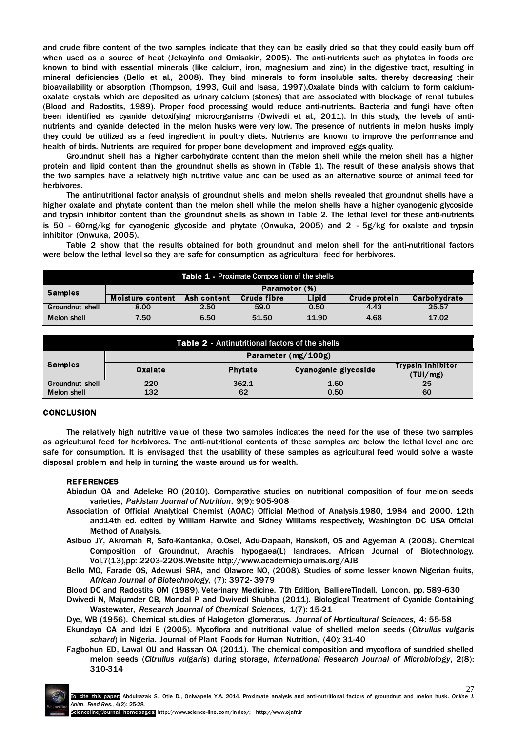and crude fibre content of the two samples indicate that they can be easily dried so that they could easily burn off when used as a source of heat (Jekayinfa and Omisakin, 2005). The anti-nutrients such as phytates in foods are known to bind with essential minerals (like calcium, iron, magnesium and zinc) in the digestive tract, resulting in mineral deficiencies (Bello et al., 2008). They bind minerals to form insoluble salts, thereby decreasing their bioavailability or absorption (Thompson, 1993, Guil and Isasa, 1997).Oxalate binds with calcium to form calcium-oxalate crystals which are deposited as urinary calcium (stones) that are associated with blockage of renal tubules (Blood and Radostits, 1989). Proper food processing would reduce anti-nutrients. Bacteria and fungi have often been identified as cyanide detoxifying microorganisms (Dwivedi et al., 2011). In this study, the levels of anti-nutrients and cyanide detected in the melon husks were very low. The presence of nutrients in melon husks imply they could be utilized as a feed ingredient in poultry diets. Nutrients are known to improve the performance and health of birds. Nutrients are required for proper bone development and improved eggs quality.

Groundnut shell has a higher carbohydrate content than the melon shell while the melon shell has a higher protein and lipid content than the groundnut shells as shown in (Table 1). The result of these analysis shows that the two samples have a relatively high nutritive value and can be used as an alternative source of animal feed for herbivores.

The antinutritional factor analysis of groundnut shells and melon shells revealed that groundnut shells have a higher oxalate and phytate content than the melon shell while the melon shells have a higher cyanogenic glycoside and trypsin inhibitor content than the groundnut shells as shown in Table 2. The lethal level for these anti-nutrients is 50 - 60mg/kg for cyanogenic glycoside and phytate (Onwuka, 2005) and 2 - 5g/kg for oxalate and trypsin inhibitor (Onwuka, 2005).

Table 2 show that the results obtained for both groundnut and melon shell for the anti-nutritional factors were below the lethal level so they are safe for consumption as agricultural feed for herbivores.

**Table 1 -** Proximate Composition of the shells

| Samples | Parameter (%) | | | | | |
|---|---|---|---|---|---|---|
| | Moisture content | Ash content | Crude fibre | Lipid | Crude protein | Carbohydrate |
| Groundnut shell | 8.00 | 2.50 | 59.0 | 0.50 | 4.43 | 25.57 |
| Melon shell | 7.50 | 6.50 | 51.50 | 11.90 | 4.68 | 17.02 |

**Table 2 -** Antinutritional factors of the shells

| Samples | Parameter (mg/100g) | | | |
|---|---|---|---|---|
| | Oxalate | Phytate | Cyanogenic glycoside | Trypsin inhibitor (TUI/mg) |
| Groundnut shell | 220 | 362.1 | 1.60 | 25 |
| Melon shell | 132 | 62 | 0.50 | 60 |

## CONCLUSION

The relatively high nutritive value of these two samples indicates the need for the use of these two samples as agricultural feed for herbivores. The anti-nutritional contents of these samples are below the lethal level and are safe for consumption. It is envisaged that the usability of these samples as agricultural feed would solve a waste disposal problem and help in turning the waste around us for wealth.

## REFERENCES

Abiodun OA and Adeleke RO (2010). Comparative studies on nutritional composition of four melon seeds varieties, *Pakistan Journal of Nutrition*, 9(9): 905-908

Association of Official Analytical Chemist (AOAC) Official Method of Analysis.1980, 1984 and 2000. 12th and14th ed. edited by William Harwite and Sidney Williams respectively, Washington DC USA Official Method of Analysis.

Asibuo JY, Akromah R, Safo-Kantanka, O.Osei, Adu-Dapaah, Hanskofi, OS and Agyeman A (2008). Chemical Composition of Groundnut, Arachis hypogaea(L) landraces. African Journal of Biotechnology. Vol,7(13),pp: 2203-2208.Website http://www.academicjournals.org/AJB

Bello MO, Farade OS, Adewusi SRA, and Olawore NO, (2008). Studies of some lesser known Nigerian fruits, *African Journal of Biotechnology,* (7): 3972- 3979

Blood DC and Radostits OM (1989). Veterinary Medicine, 7th Edition, BalliereTindall, London, pp. 589-630

Dwivedi N, Majumder CB, Mondal P and Dwivedi Shubha (2011). Biological Treatment of Cyanide Containing Wastewater, *Research Journal of Chemical Sciences,* 1(7): 15-21

Dye, WB (1956). Chemical studies of Halogeton glomeratus. *Journal of Horticultural Sciences,* 4: 55-58

Ekundayo CA and Idzi E (2005). Mycoflora and nutritional value of shelled melon seeds (*Citrullus vulgaris schard*) in Nigeria. Journal of Plant Foods for Human Nutrition, (40): 31-40

Fagbohun ED, Lawal OU and Hassan OA (2011). The chemical composition and mycoflora of sundried shelled melon seeds (*Citrullus vulgaris*) during storage, *International Research Journal of Microbiology*, 2(8): 310-314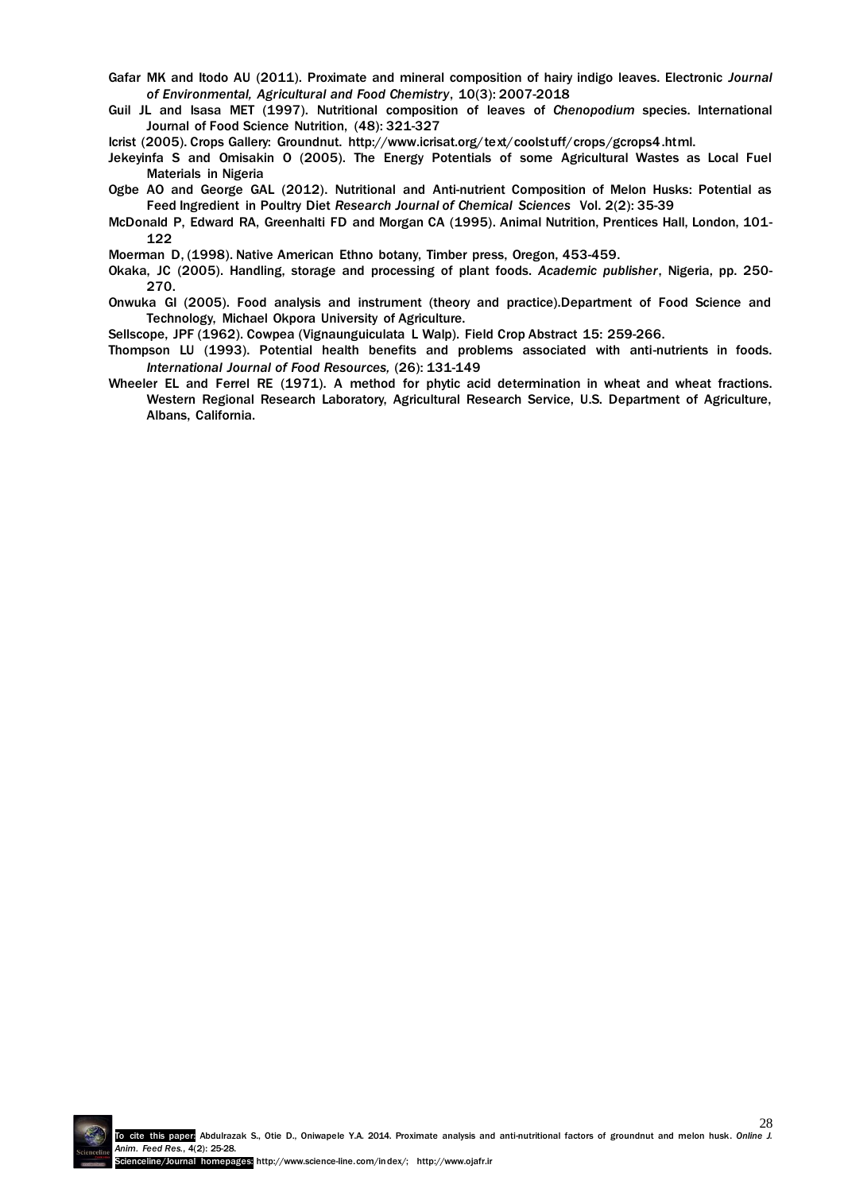Gafar MK and Itodo AU (2011). Proximate and mineral composition of hairy indigo leaves. Electronic *Journal of Environmental, Agricultural and Food Chemistry*, 10(3): 2007-2018

Guil JL and Isasa MET (1997). Nutritional composition of leaves of *Chenopodium* species. International Journal of Food Science Nutrition, (48): 321-327

Icrist (2005). Crops Gallery: Groundnut. http://www.icrisat.org/text/coolstuff/crops/gcrops4.html.

Jekeyinfa S and Omisakin O (2005). The Energy Potentials of some Agricultural Wastes as Local Fuel Materials in Nigeria

Ogbe AO and George GAL (2012). Nutritional and Anti-nutrient Composition of Melon Husks: Potential as Feed Ingredient in Poultry Diet *Research Journal of Chemical Sciences* Vol. 2(2): 35-39

McDonald P, Edward RA, Greenhalti FD and Morgan CA (1995). Animal Nutrition, Prentices Hall, London, 101-122

Moerman D, (1998). Native American Ethno botany, Timber press, Oregon, 453-459.

Okaka, JC (2005). Handling, storage and processing of plant foods. *Academic publisher*, Nigeria, pp. 250-270.

Onwuka GI (2005). Food analysis and instrument (theory and practice).Department of Food Science and Technology, Michael Okpora University of Agriculture.

Sellscope, JPF (1962). Cowpea (Vignaunguiculata L Walp). Field Crop Abstract 15: 259-266.

Thompson LU (1993). Potential health benefits and problems associated with anti-nutrients in foods. *International Journal of Food Resources,* (26): 131-149

Wheeler EL and Ferrel RE (1971). A method for phytic acid determination in wheat and wheat fractions. Western Regional Research Laboratory, Agricultural Research Service, U.S. Department of Agriculture, Albans, California.